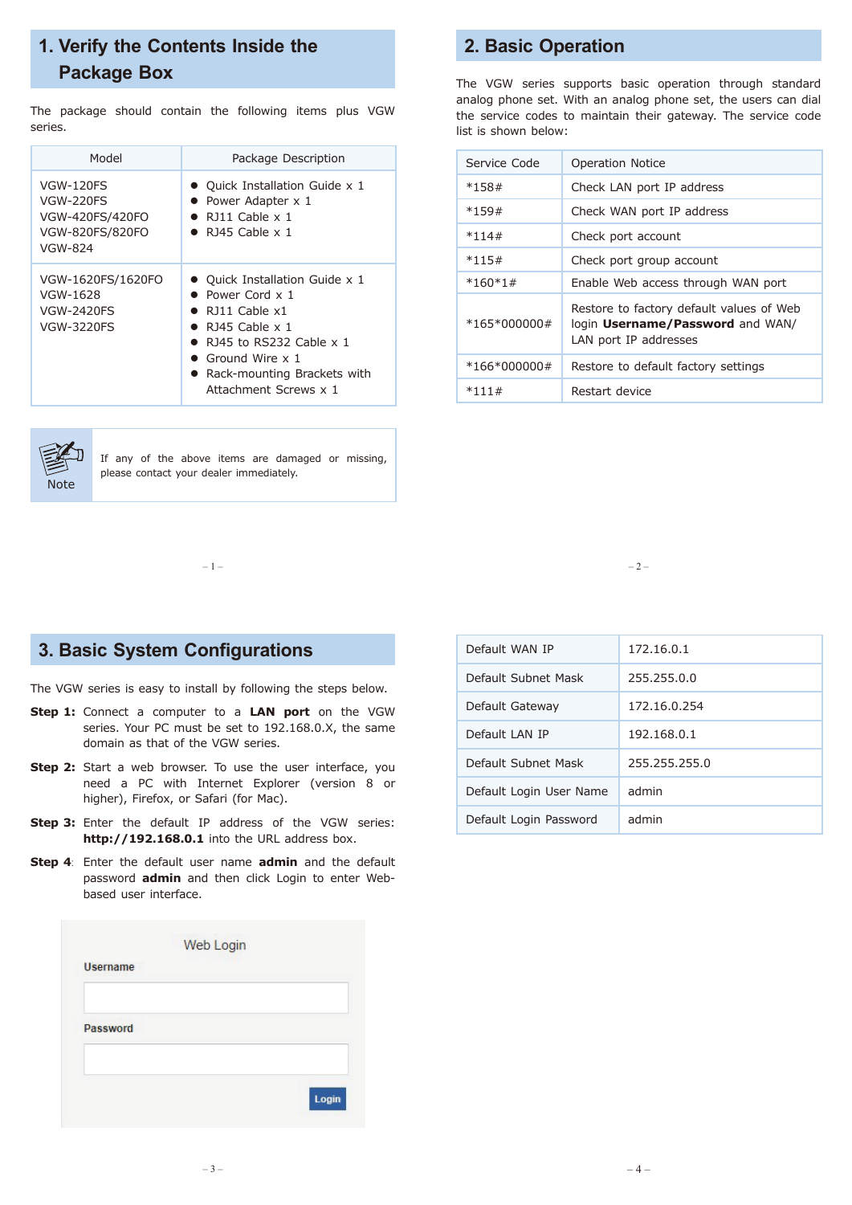## 1. Verify the Contents Inside the Package Box

The package should contain the following items plus VGW series.

| Model | Package Description |
|---|---|
| VGW-120FS<br>VGW-220FS<br>VGW-420FS/420FO<br>VGW-820FS/820FO<br>VGW-824 | ● Quick Installation Guide x 1<br>● Power Adapter x 1<br>● RJ11 Cable x 1<br>● RJ45 Cable x 1 |
| VGW-1620FS/1620FO<br>VGW-1628<br>VGW-2420FS<br>VGW-3220FS | ● Quick Installation Guide x 1<br>● Power Cord x 1<br>● RJ11 Cable x1<br>● RJ45 Cable x 1<br>● RJ45 to RS232 Cable x 1<br>● Ground Wire x 1<br>● Rack-mounting Brackets with Attachment Screws x 1 |

Note: If any of the above items are damaged or missing, please contact your dealer immediately.

## 2. Basic Operation

The VGW series supports basic operation through standard analog phone set. With an analog phone set, the users can dial the service codes to maintain their gateway. The service code list is shown below:

| Service Code | Operation Notice |
|---|---|
| *158# | Check LAN port IP address |
| *159# | Check WAN port IP address |
| *114# | Check port account |
| *115# | Check port group account |
| *160*1# | Enable Web access through WAN port |
| *165*000000# | Restore to factory default values of Web login **Username/Password** and WAN/ LAN port IP addresses |
| *166*000000# | Restore to default factory settings |
| *111# | Restart device |

## 3. Basic System Configurations

The VGW series is easy to install by following the steps below.

**Step 1:** Connect a computer to a **LAN port** on the VGW series. Your PC must be set to 192.168.0.X, the same domain as that of the VGW series.

**Step 2:** Start a web browser. To use the user interface, you need a PC with Internet Explorer (version 8 or higher), Firefox, or Safari (for Mac).

**Step 3:** Enter the default IP address of the VGW series: **http://192.168.0.1** into the URL address box.

**Step 4**: Enter the default user name **admin** and the default password **admin** and then click Login to enter Web-based user interface.

Web Login

Username

Password

Login

| Default WAN IP | 172.16.0.1 |
|---|---|
| Default Subnet Mask | 255.255.0.0 |
| Default Gateway | 172.16.0.254 |
| Default LAN IP | 192.168.0.1 |
| Default Subnet Mask | 255.255.255.0 |
| Default Login User Name | admin |
| Default Login Password | admin |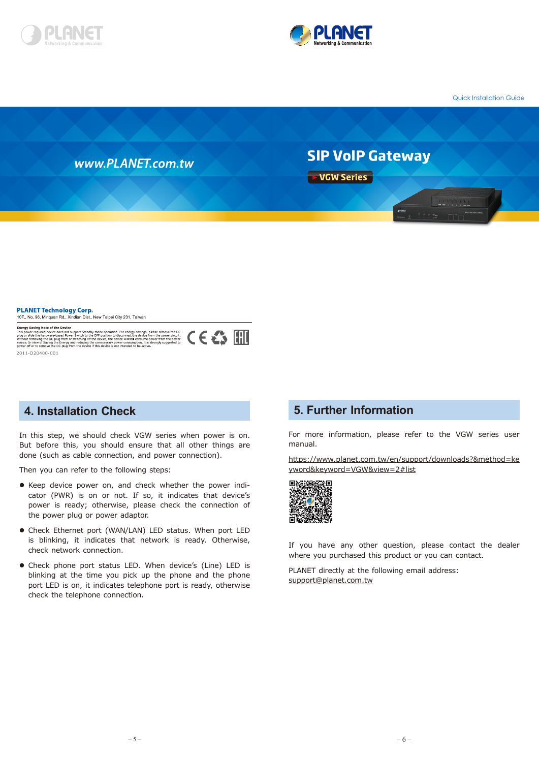Quick Installation Guide

www.PLANET.com.tw

# SIP VoIP Gateway

VGW Series

**PLANET Technology Corp.**
10F., No. 96, Minquan Rd., Xindian Dist., New Taipei City 231, Taiwan

**Energy Saving Note of the Device**
This power required device does not support Standby mode operation. For energy savings, please remove the DC plug or slide the hardware-based Power Switch to the OFF position to disconnect the device from the power circuit. Without removing the DC plug from or switching off the device, the device will still consume power from the power source. In view of Saving the Energy and reducing the unnecessary power consumption, it is strongly suggested to power off or to remove the DC plug from the device if this device is not intended to be active.

2011-D20400-001

## 4. Installation Check

In this step, we should check VGW series when power is on. But before this, you should ensure that all other things are done (such as cable connection, and power connection).

Then you can refer to the following steps:

- Keep device power on, and check whether the power indicator (PWR) is on or not. If so, it indicates that device's power is ready; otherwise, please check the connection of the power plug or power adaptor.
- Check Ethernet port (WAN/LAN) LED status. When port LED is blinking, it indicates that network is ready. Otherwise, check network connection.
- Check phone port status LED. When device's (Line) LED is blinking at the time you pick up the phone and the phone port LED is on, it indicates telephone port is ready, otherwise check the telephone connection.

## 5. Further Information

For more information, please refer to the VGW series user manual.

https://www.planet.com.tw/en/support/downloads?&method=keyword&keyword=VGW&view=2#list

If you have any other question, please contact the dealer where you purchased this product or you can contact.

PLANET directly at the following email address:
support@planet.com.tw